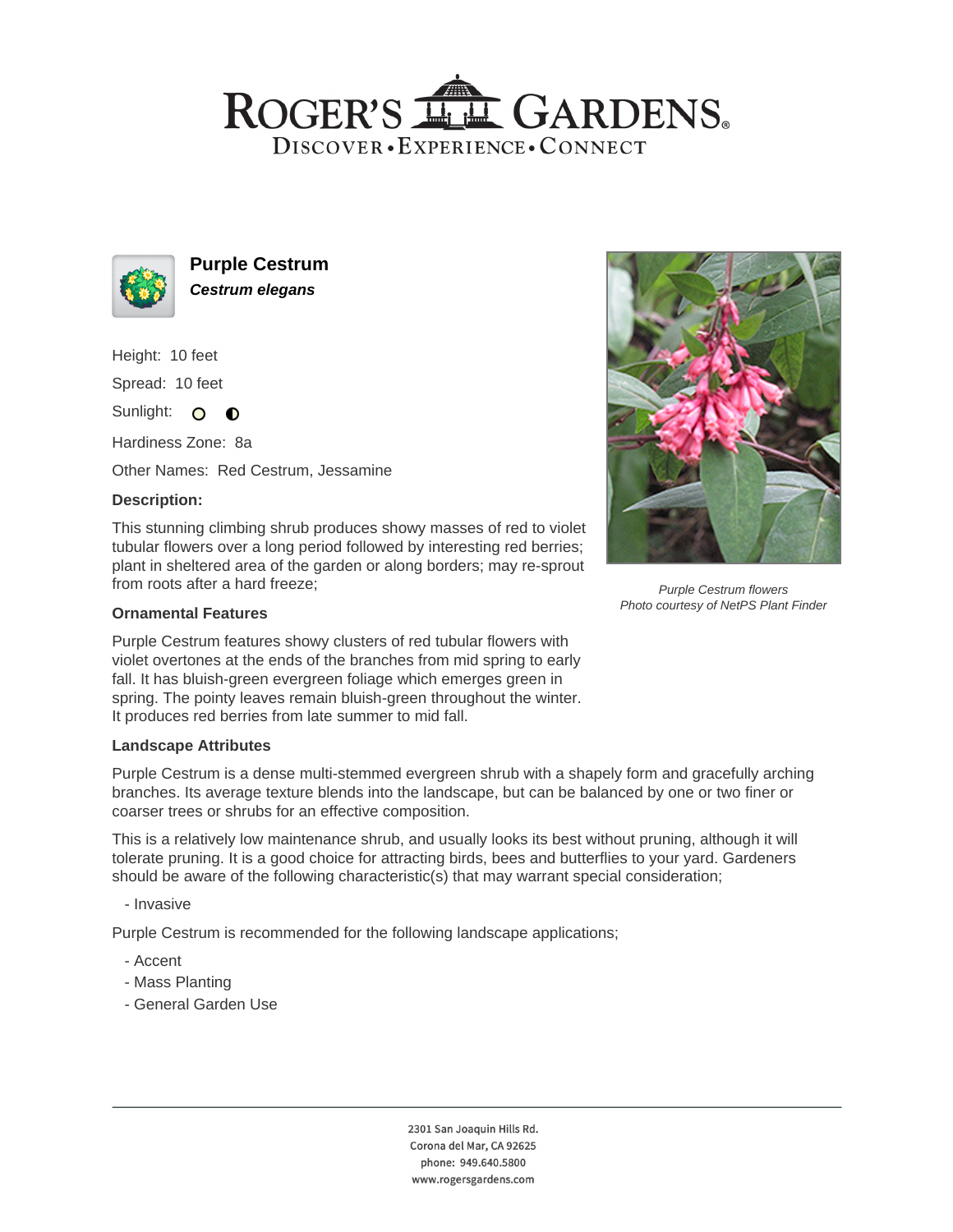# ROGER'S GARDENS

DISCOVER • EXPERIENCE • CONNECT

## Purple Cestrum

***Cestrum elegans***

Height: 10 feet

Spread: 10 feet

Sunlight:

Hardiness Zone: 8a

Other Names: Red Cestrum, Jessamine

### Description:

This stunning climbing shrub produces showy masses of red to violet tubular flowers over a long period followed by interesting red berries; plant in sheltered area of the garden or along borders; may re-sprout from roots after a hard freeze;

*Purple Cestrum flowers*
*Photo courtesy of NetPS Plant Finder*

### Ornamental Features

Purple Cestrum features showy clusters of red tubular flowers with violet overtones at the ends of the branches from mid spring to early fall. It has bluish-green evergreen foliage which emerges green in spring. The pointy leaves remain bluish-green throughout the winter. It produces red berries from late summer to mid fall.

### Landscape Attributes

Purple Cestrum is a dense multi-stemmed evergreen shrub with a shapely form and gracefully arching branches. Its average texture blends into the landscape, but can be balanced by one or two finer or coarser trees or shrubs for an effective composition.

This is a relatively low maintenance shrub, and usually looks its best without pruning, although it will tolerate pruning. It is a good choice for attracting birds, bees and butterflies to your yard. Gardeners should be aware of the following characteristic(s) that may warrant special consideration;

- Invasive

Purple Cestrum is recommended for the following landscape applications;

- Accent
- Mass Planting
- General Garden Use

2301 San Joaquin Hills Rd.
Corona del Mar, CA 92625
phone: 949.640.5800
www.rogersgardens.com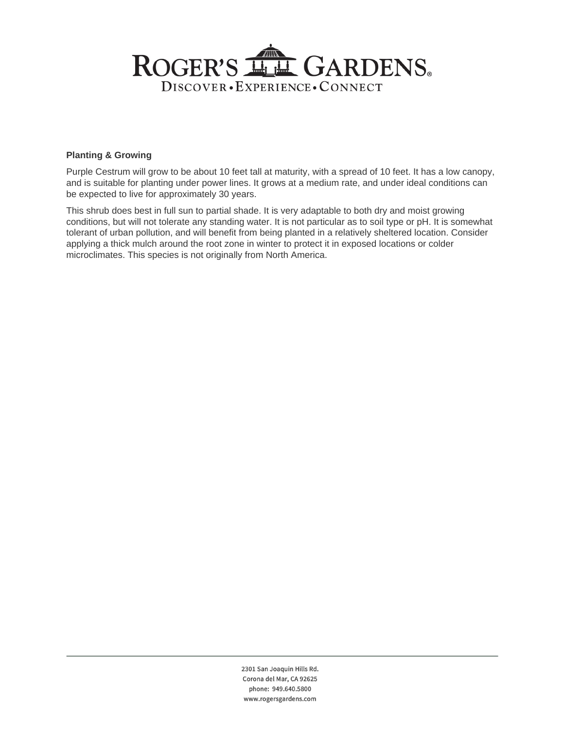**Planting & Growing**

Purple Cestrum will grow to be about 10 feet tall at maturity, with a spread of 10 feet. It has a low canopy, and is suitable for planting under power lines. It grows at a medium rate, and under ideal conditions can be expected to live for approximately 30 years.

This shrub does best in full sun to partial shade. It is very adaptable to both dry and moist growing conditions, but will not tolerate any standing water. It is not particular as to soil type or pH. It is somewhat tolerant of urban pollution, and will benefit from being planted in a relatively sheltered location. Consider applying a thick mulch around the root zone in winter to protect it in exposed locations or colder microclimates. This species is not originally from North America.